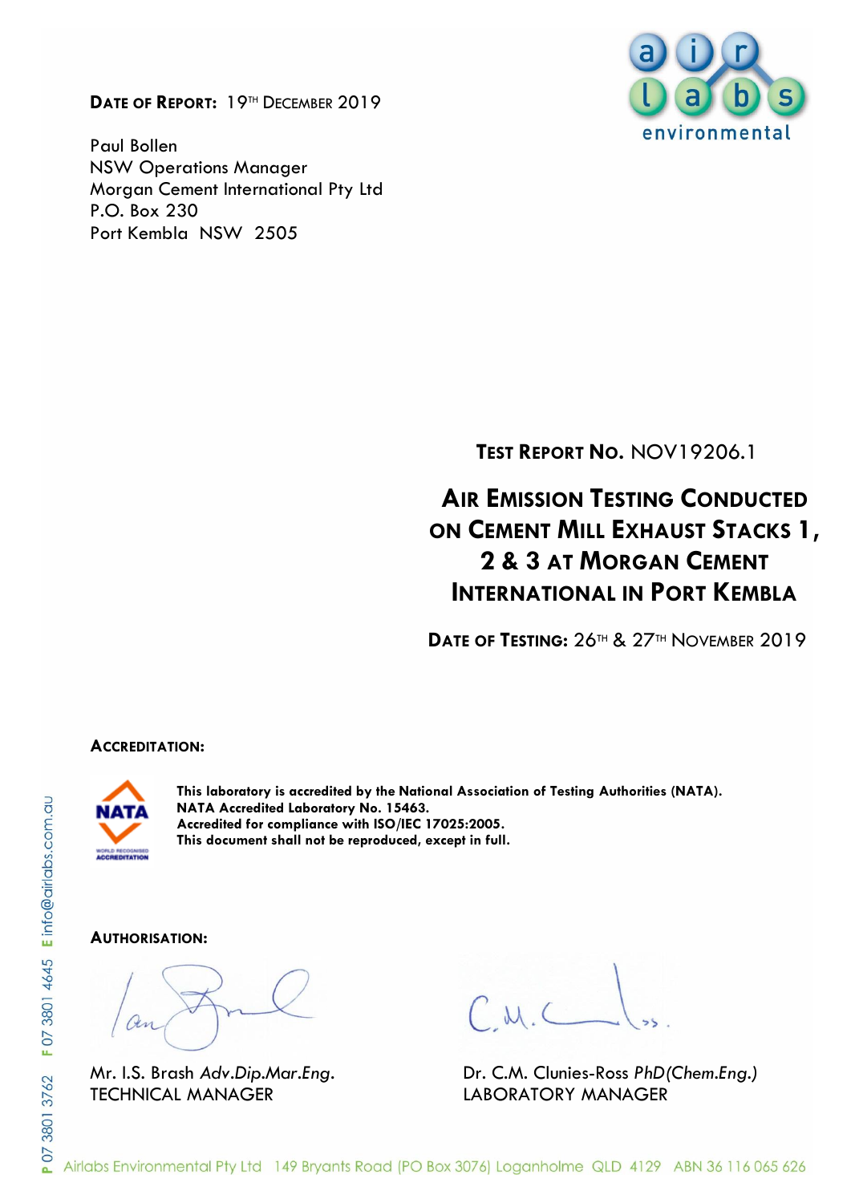**DATE OF REPORT:** 19TH DECEMBER 2019

Paul Bollen
NSW Operations Manager
Morgan Cement International Pty Ltd
P.O. Box 230
Port Kembla NSW 2505

**TEST REPORT NO.** NOV19206.1

# AIR EMISSION TESTING CONDUCTED ON CEMENT MILL EXHAUST STACKS 1, 2 & 3 AT MORGAN CEMENT INTERNATIONAL IN PORT KEMBLA

**DATE OF TESTING:** 26TH & 27TH NOVEMBER 2019

**ACCREDITATION:**

**This laboratory is accredited by the National Association of Testing Authorities (NATA).**
**NATA Accredited Laboratory No. 15463.**
**Accredited for compliance with ISO/IEC 17025:2005.**
**This document shall not be reproduced, except in full.**

**AUTHORISATION:**

Mr. I.S. Brash *Adv.Dip.Mar.Eng.*
TECHNICAL MANAGER

Dr. C.M. Clunies-Ross *PhD(Chem.Eng.)*
LABORATORY MANAGER

Airlabs Environmental Pty Ltd 149 Bryants Road (PO Box 3076) Loganholme QLD 4129 ABN 36 116 065 626

P 07 3801 3762 F 07 3801 4645 E info@airlabs.com.au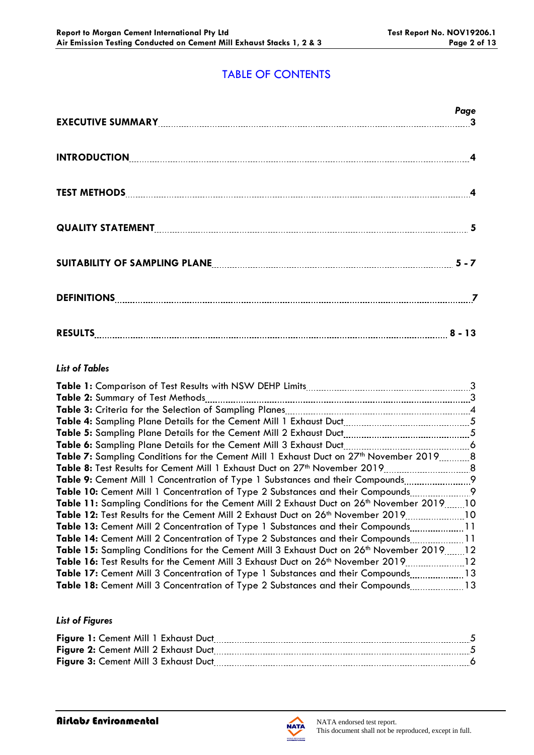# TABLE OF CONTENTS

| | Page |
|---|---|
| **EXECUTIVE SUMMARY** | **3** |
| **INTRODUCTION** | **4** |
| **TEST METHODS** | **4** |
| **QUALITY STATEMENT** | **5** |
| **SUITABILITY OF SAMPLING PLANE** | **5 - 7** |
| **DEFINITIONS** | **7** |
| **RESULTS** | **8 - 13** |

*List of Tables*

| | |
|---|---|
| **Table 1:** Comparison of Test Results with NSW DEHP Limits | 3 |
| **Table 2:** Summary of Test Methods | 3 |
| **Table 3:** Criteria for the Selection of Sampling Planes | 4 |
| **Table 4:** Sampling Plane Details for the Cement Mill 1 Exhaust Duct | 5 |
| **Table 5:** Sampling Plane Details for the Cement Mill 2 Exhaust Duct | 5 |
| **Table 6:** Sampling Plane Details for the Cement Mill 3 Exhaust Duct | 6 |
| **Table 7:** Sampling Conditions for the Cement Mill 1 Exhaust Duct on 27th November 2019 | 8 |
| **Table 8:** Test Results for Cement Mill 1 Exhaust Duct on 27th November 2019 | 8 |
| **Table 9:** Cement Mill 1 Concentration of Type 1 Substances and their Compounds | 9 |
| **Table 10:** Cement Mill 1 Concentration of Type 2 Substances and their Compounds | 9 |
| **Table 11:** Sampling Conditions for the Cement Mill 2 Exhaust Duct on 26th November 2019 | 10 |
| **Table 12:** Test Results for the Cement Mill 2 Exhaust Duct on 26th November 2019 | 10 |
| **Table 13:** Cement Mill 2 Concentration of Type 1 Substances and their Compounds | 11 |
| **Table 14:** Cement Mill 2 Concentration of Type 2 Substances and their Compounds | 11 |
| **Table 15:** Sampling Conditions for the Cement Mill 3 Exhaust Duct on 26th November 2019 | 12 |
| **Table 16:** Test Results for the Cement Mill 3 Exhaust Duct on 26th November 2019 | 12 |
| **Table 17:** Cement Mill 3 Concentration of Type 1 Substances and their Compounds | 13 |
| **Table 18:** Cement Mill 3 Concentration of Type 2 Substances and their Compounds | 13 |

*List of Figures*

| | |
|---|---|
| **Figure 1:** Cement Mill 1 Exhaust Duct | 5 |
| **Figure 2:** Cement Mill 2 Exhaust Duct | 5 |
| **Figure 3:** Cement Mill 3 Exhaust Duct | 6 |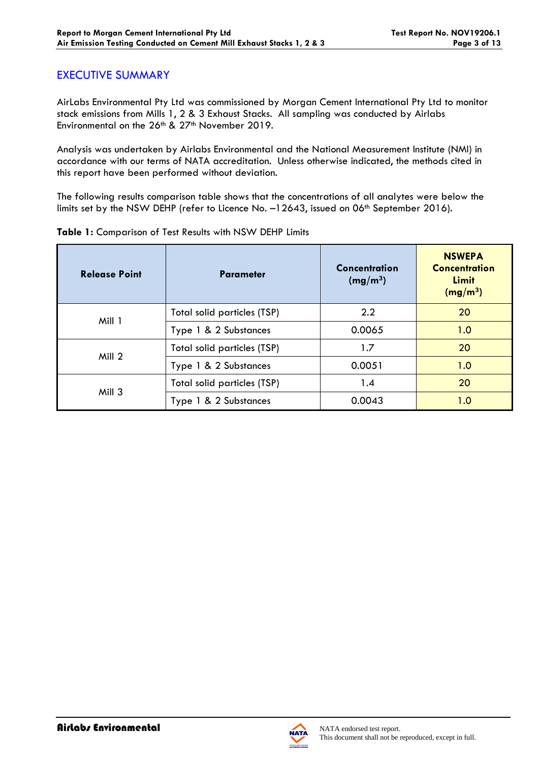# EXECUTIVE SUMMARY

AirLabs Environmental Pty Ltd was commissioned by Morgan Cement International Pty Ltd to monitor stack emissions from Mills 1, 2 & 3 Exhaust Stacks. All sampling was conducted by Airlabs Environmental on the 26th & 27th November 2019.

Analysis was undertaken by Airlabs Environmental and the National Measurement Institute (NMI) in accordance with our terms of NATA accreditation. Unless otherwise indicated, the methods cited in this report have been performed without deviation.

The following results comparison table shows that the concentrations of all analytes were below the limits set by the NSW DEHP (refer to Licence No. –12643, issued on 06th September 2016).

**Table 1:** Comparison of Test Results with NSW DEHP Limits

| Release Point | Parameter | Concentration (mg/m$^3$) | NSWEPA Concentration Limit (mg/m$^3$) |
|---|---|---|---|
| Mill 1 | Total solid particles (TSP) | 2.2 | 20 |
| | Type 1 & 2 Substances | 0.0065 | 1.0 |
| Mill 2 | Total solid particles (TSP) | 1.7 | 20 |
| | Type 1 & 2 Substances | 0.0051 | 1.0 |
| Mill 3 | Total solid particles (TSP) | 1.4 | 20 |
| | Type 1 & 2 Substances | 0.0043 | 1.0 |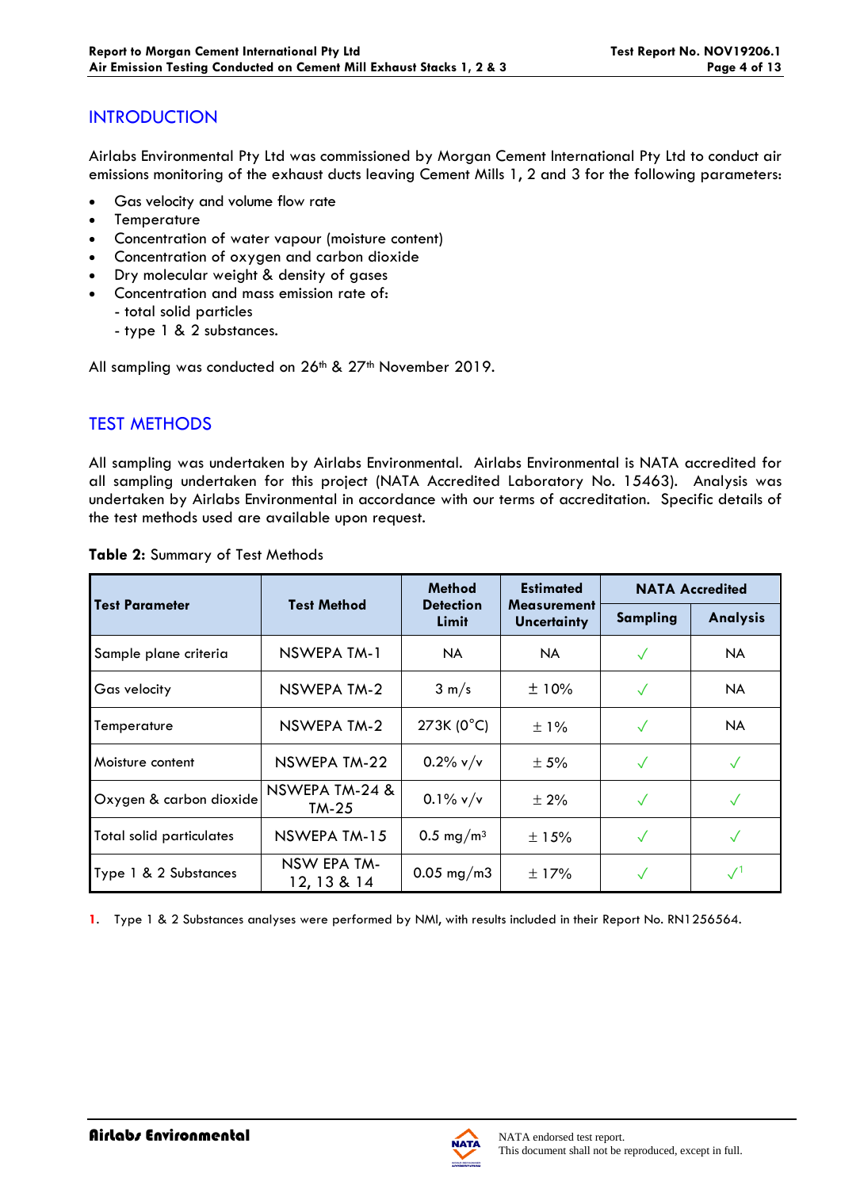## INTRODUCTION

Airlabs Environmental Pty Ltd was commissioned by Morgan Cement International Pty Ltd to conduct air emissions monitoring of the exhaust ducts leaving Cement Mills 1, 2 and 3 for the following parameters:

- Gas velocity and volume flow rate
- Temperature
- Concentration of water vapour (moisture content)
- Concentration of oxygen and carbon dioxide
- Dry molecular weight & density of gases
- Concentration and mass emission rate of:
  - total solid particles
  - type 1 & 2 substances.

All sampling was conducted on 26th & 27th November 2019.

## TEST METHODS

All sampling was undertaken by Airlabs Environmental. Airlabs Environmental is NATA accredited for all sampling undertaken for this project (NATA Accredited Laboratory No. 15463). Analysis was undertaken by Airlabs Environmental in accordance with our terms of accreditation. Specific details of the test methods used are available upon request.

**Table 2:** Summary of Test Methods

| Test Parameter | Test Method | Method Detection Limit | Estimated Measurement Uncertainty | NATA Accredited | |
|---|---|---|---|---|---|
| | | | | Sampling | Analysis |
| Sample plane criteria | NSWEPA TM-1 | NA | NA | ✓ | NA |
| Gas velocity | NSWEPA TM-2 | 3 m/s | ± 10% | ✓ | NA |
| Temperature | NSWEPA TM-2 | 273K (0°C) | ± 1% | ✓ | NA |
| Moisture content | NSWEPA TM-22 | 0.2% v/v | ± 5% | ✓ | ✓ |
| Oxygen & carbon dioxide | NSWEPA TM-24 & TM-25 | 0.1% v/v | ± 2% | ✓ | ✓ |
| Total solid particulates | NSWEPA TM-15 | 0.5 mg/m³ | ± 15% | ✓ | ✓ |
| Type 1 & 2 Substances | NSW EPA TM-12, 13 & 14 | 0.05 mg/m3 | ± 17% | ✓ | ✓[1] |

1. Type 1 & 2 Substances analyses were performed by NMI, with results included in their Report No. RN1256564.

NATA endorsed test report.
This document shall not be reproduced, except in full.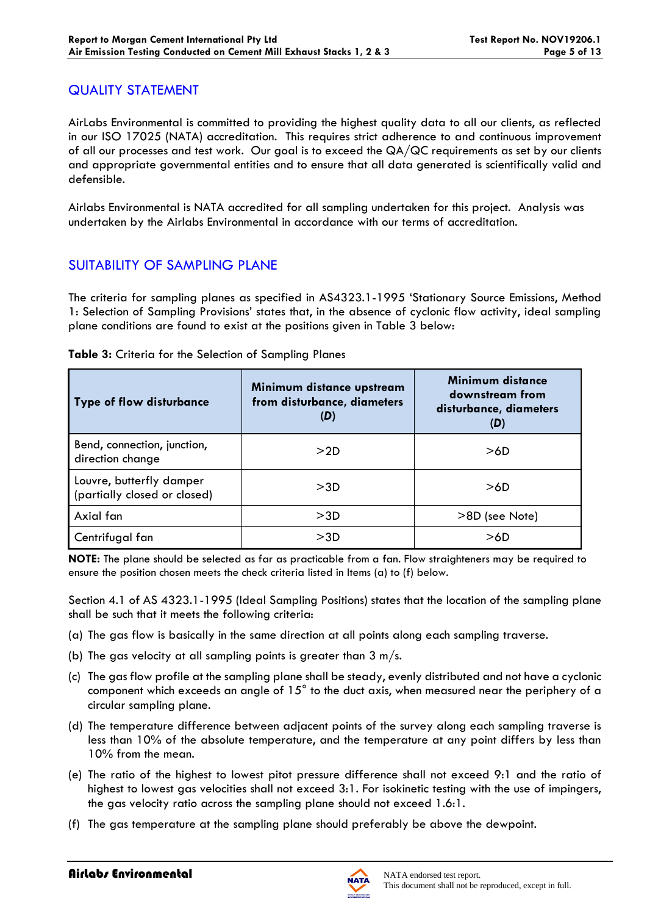## QUALITY STATEMENT

AirLabs Environmental is committed to providing the highest quality data to all our clients, as reflected in our ISO 17025 (NATA) accreditation. This requires strict adherence to and continuous improvement of all our processes and test work. Our goal is to exceed the QA/QC requirements as set by our clients and appropriate governmental entities and to ensure that all data generated is scientifically valid and defensible.

Airlabs Environmental is NATA accredited for all sampling undertaken for this project. Analysis was undertaken by the Airlabs Environmental in accordance with our terms of accreditation.

## SUITABILITY OF SAMPLING PLANE

The criteria for sampling planes as specified in AS4323.1-1995 'Stationary Source Emissions, Method 1: Selection of Sampling Provisions' states that, in the absence of cyclonic flow activity, ideal sampling plane conditions are found to exist at the positions given in Table 3 below:

**Table 3:** Criteria for the Selection of Sampling Planes

| Type of flow disturbance | Minimum distance upstream from disturbance, diameters (*D*) | Minimum distance downstream from disturbance, diameters (*D*) |
|---|---|---|
| Bend, connection, junction, direction change | >2D | >6D |
| Louvre, butterfly damper (partially closed or closed) | >3D | >6D |
| Axial fan | >3D | >8D (see Note) |
| Centrifugal fan | >3D | >6D |

**NOTE:** The plane should be selected as far as practicable from a fan. Flow straighteners may be required to ensure the position chosen meets the check criteria listed in Items (a) to (f) below.

Section 4.1 of AS 4323.1-1995 (Ideal Sampling Positions) states that the location of the sampling plane shall be such that it meets the following criteria:

(a) The gas flow is basically in the same direction at all points along each sampling traverse.

(b) The gas velocity at all sampling points is greater than 3 m/s.

(c) The gas flow profile at the sampling plane shall be steady, evenly distributed and not have a cyclonic component which exceeds an angle of 15° to the duct axis, when measured near the periphery of a circular sampling plane.

(d) The temperature difference between adjacent points of the survey along each sampling traverse is less than 10% of the absolute temperature, and the temperature at any point differs by less than 10% from the mean.

(e) The ratio of the highest to lowest pitot pressure difference shall not exceed 9:1 and the ratio of highest to lowest gas velocities shall not exceed 3:1. For isokinetic testing with the use of impingers, the gas velocity ratio across the sampling plane should not exceed 1.6:1.

(f) The gas temperature at the sampling plane should preferably be above the dewpoint.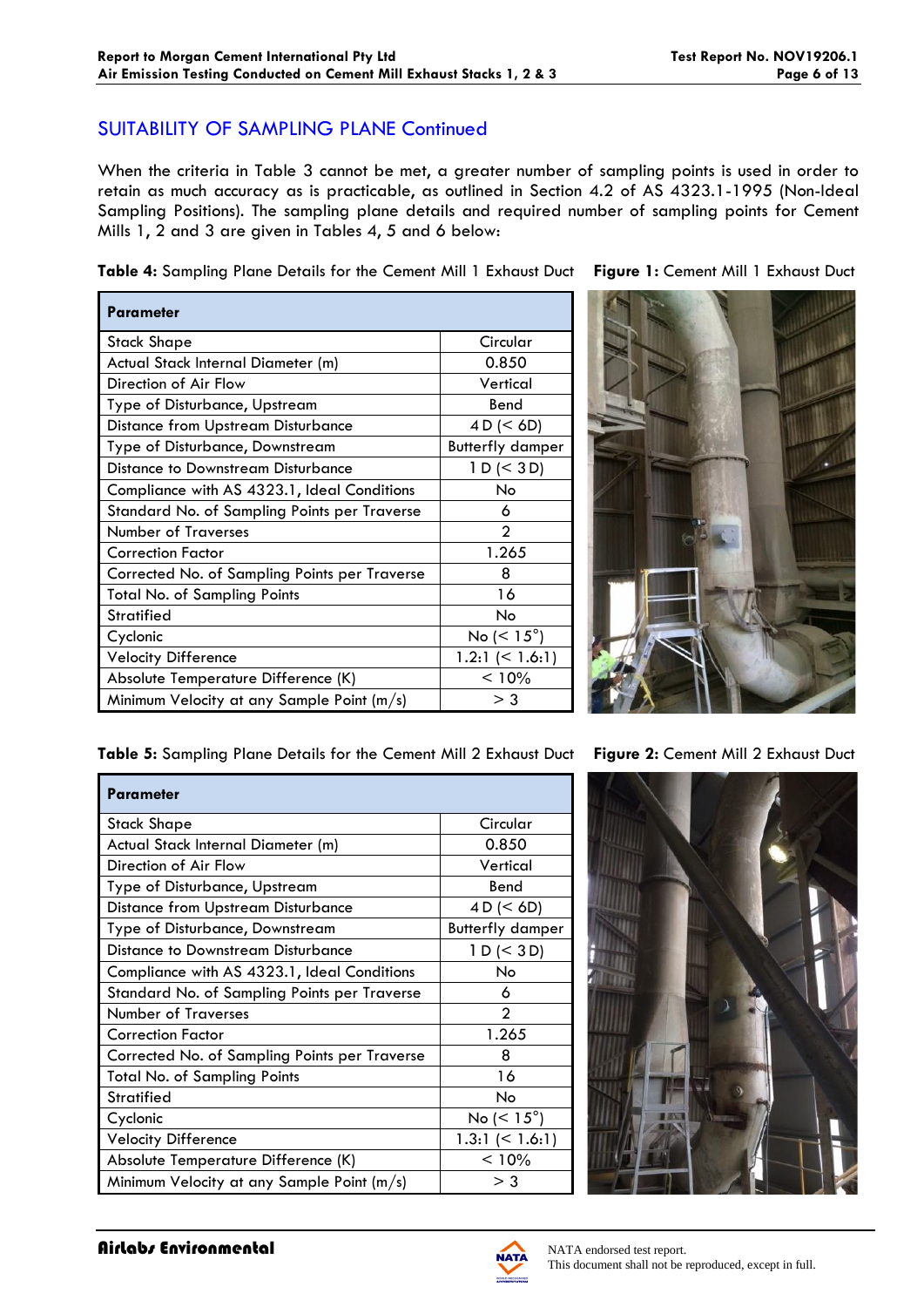## SUITABILITY OF SAMPLING PLANE Continued

When the criteria in Table 3 cannot be met, a greater number of sampling points is used in order to retain as much accuracy as is practicable, as outlined in Section 4.2 of AS 4323.1-1995 (Non-Ideal Sampling Positions). The sampling plane details and required number of sampling points for Cement Mills 1, 2 and 3 are given in Tables 4, 5 and 6 below:

**Table 4:** Sampling Plane Details for the Cement Mill 1 Exhaust Duct

| Parameter | |
|---|---|
| Stack Shape | Circular |
| Actual Stack Internal Diameter (m) | 0.850 |
| Direction of Air Flow | Vertical |
| Type of Disturbance, Upstream | Bend |
| Distance from Upstream Disturbance | 4 D (< 6D) |
| Type of Disturbance, Downstream | Butterfly damper |
| Distance to Downstream Disturbance | 1 D (< 3 D) |
| Compliance with AS 4323.1, Ideal Conditions | No |
| Standard No. of Sampling Points per Traverse | 6 |
| Number of Traverses | 2 |
| Correction Factor | 1.265 |
| Corrected No. of Sampling Points per Traverse | 8 |
| Total No. of Sampling Points | 16 |
| Stratified | No |
| Cyclonic | No (< 15°) |
| Velocity Difference | 1.2:1 (< 1.6:1) |
| Absolute Temperature Difference (K) | < 10% |
| Minimum Velocity at any Sample Point (m/s) | > 3 |

**Figure 1:** Cement Mill 1 Exhaust Duct

**Table 5:** Sampling Plane Details for the Cement Mill 2 Exhaust Duct

| Parameter | |
|---|---|
| Stack Shape | Circular |
| Actual Stack Internal Diameter (m) | 0.850 |
| Direction of Air Flow | Vertical |
| Type of Disturbance, Upstream | Bend |
| Distance from Upstream Disturbance | 4 D (< 6D) |
| Type of Disturbance, Downstream | Butterfly damper |
| Distance to Downstream Disturbance | 1 D (< 3 D) |
| Compliance with AS 4323.1, Ideal Conditions | No |
| Standard No. of Sampling Points per Traverse | 6 |
| Number of Traverses | 2 |
| Correction Factor | 1.265 |
| Corrected No. of Sampling Points per Traverse | 8 |
| Total No. of Sampling Points | 16 |
| Stratified | No |
| Cyclonic | No (< 15°) |
| Velocity Difference | 1.3:1 (< 1.6:1) |
| Absolute Temperature Difference (K) | < 10% |
| Minimum Velocity at any Sample Point (m/s) | > 3 |

**Figure 2:** Cement Mill 2 Exhaust Duct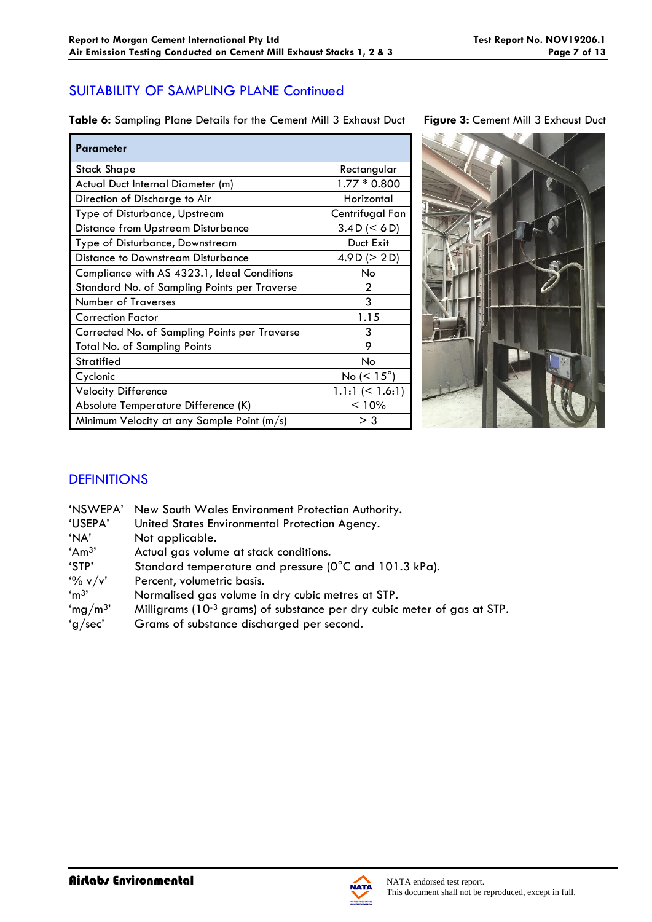## SUITABILITY OF SAMPLING PLANE Continued

**Table 6:** Sampling Plane Details for the Cement Mill 3 Exhaust Duct

| Parameter | |
|---|---|
| Stack Shape | Rectangular |
| Actual Duct Internal Diameter (m) | 1.77 * 0.800 |
| Direction of Discharge to Air | Horizontal |
| Type of Disturbance, Upstream | Centrifugal Fan |
| Distance from Upstream Disturbance | 3.4 D (< 6 D) |
| Type of Disturbance, Downstream | Duct Exit |
| Distance to Downstream Disturbance | 4.9 D (> 2 D) |
| Compliance with AS 4323.1, Ideal Conditions | No |
| Standard No. of Sampling Points per Traverse | 2 |
| Number of Traverses | 3 |
| Correction Factor | 1.15 |
| Corrected No. of Sampling Points per Traverse | 3 |
| Total No. of Sampling Points | 9 |
| Stratified | No |
| Cyclonic | No (< 15°) |
| Velocity Difference | 1.1:1 (< 1.6:1) |
| Absolute Temperature Difference (K) | < 10% |
| Minimum Velocity at any Sample Point (m/s) | > 3 |

**Figure 3:** Cement Mill 3 Exhaust Duct

## DEFINITIONS

| | |
|---|---|
| 'NSWEPA' | New South Wales Environment Protection Authority. |
| 'USEPA' | United States Environmental Protection Agency. |
| 'NA' | Not applicable. |
| 'Am$^3$' | Actual gas volume at stack conditions. |
| 'STP' | Standard temperature and pressure (0°C and 101.3 kPa). |
| '% v/v' | Percent, volumetric basis. |
| 'm$^3$' | Normalised gas volume in dry cubic metres at STP. |
| 'mg/m$^3$' | Milligrams ($10^{-3}$ grams) of substance per dry cubic meter of gas at STP. |
| 'g/sec' | Grams of substance discharged per second. |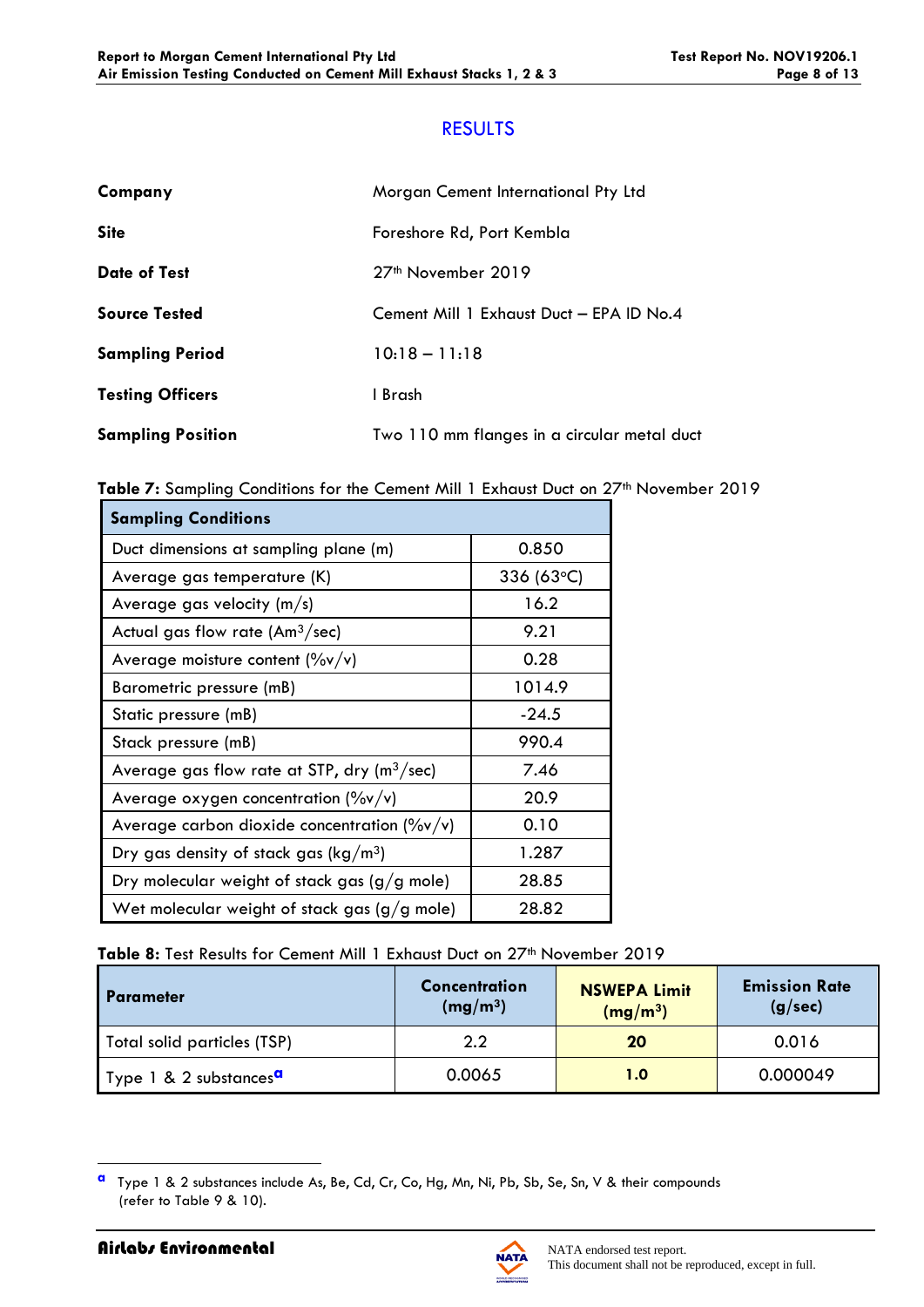## RESULTS

| | |
|---|---|
| **Company** | Morgan Cement International Pty Ltd |
| **Site** | Foreshore Rd, Port Kembla |
| **Date of Test** | 27th November 2019 |
| **Source Tested** | Cement Mill 1 Exhaust Duct – EPA ID No.4 |
| **Sampling Period** | 10:18 – 11:18 |
| **Testing Officers** | I Brash |
| **Sampling Position** | Two 110 mm flanges in a circular metal duct |

**Table 7:** Sampling Conditions for the Cement Mill 1 Exhaust Duct on 27th November 2019

| **Sampling Conditions** | |
|---|---|
| Duct dimensions at sampling plane (m) | 0.850 |
| Average gas temperature (K) | 336 (63°C) |
| Average gas velocity (m/s) | 16.2 |
| Actual gas flow rate ($Am^3$/sec) | 9.21 |
| Average moisture content (%v/v) | 0.28 |
| Barometric pressure (mB) | 1014.9 |
| Static pressure (mB) | -24.5 |
| Stack pressure (mB) | 990.4 |
| Average gas flow rate at STP, dry ($m^3$/sec) | 7.46 |
| Average oxygen concentration (%v/v) | 20.9 |
| Average carbon dioxide concentration (%v/v) | 0.10 |
| Dry gas density of stack gas (kg/$m^3$) | 1.287 |
| Dry molecular weight of stack gas (g/g mole) | 28.85 |
| Wet molecular weight of stack gas (g/g mole) | 28.82 |

**Table 8:** Test Results for Cement Mill 1 Exhaust Duct on 27th November 2019

| **Parameter** | **Concentration (mg/$m^3$)** | **NSWEPA Limit (mg/$m^3$)** | **Emission Rate (g/sec)** |
|---|---|---|---|
| Total solid particles (TSP) | 2.2 | **20** | 0.016 |
| Type 1 & 2 substances[a] | 0.0065 | **1.0** | 0.000049 |

[a] Type 1 & 2 substances include As, Be, Cd, Cr, Co, Hg, Mn, Ni, Pb, Sb, Se, Sn, V & their compounds (refer to Table 9 & 10).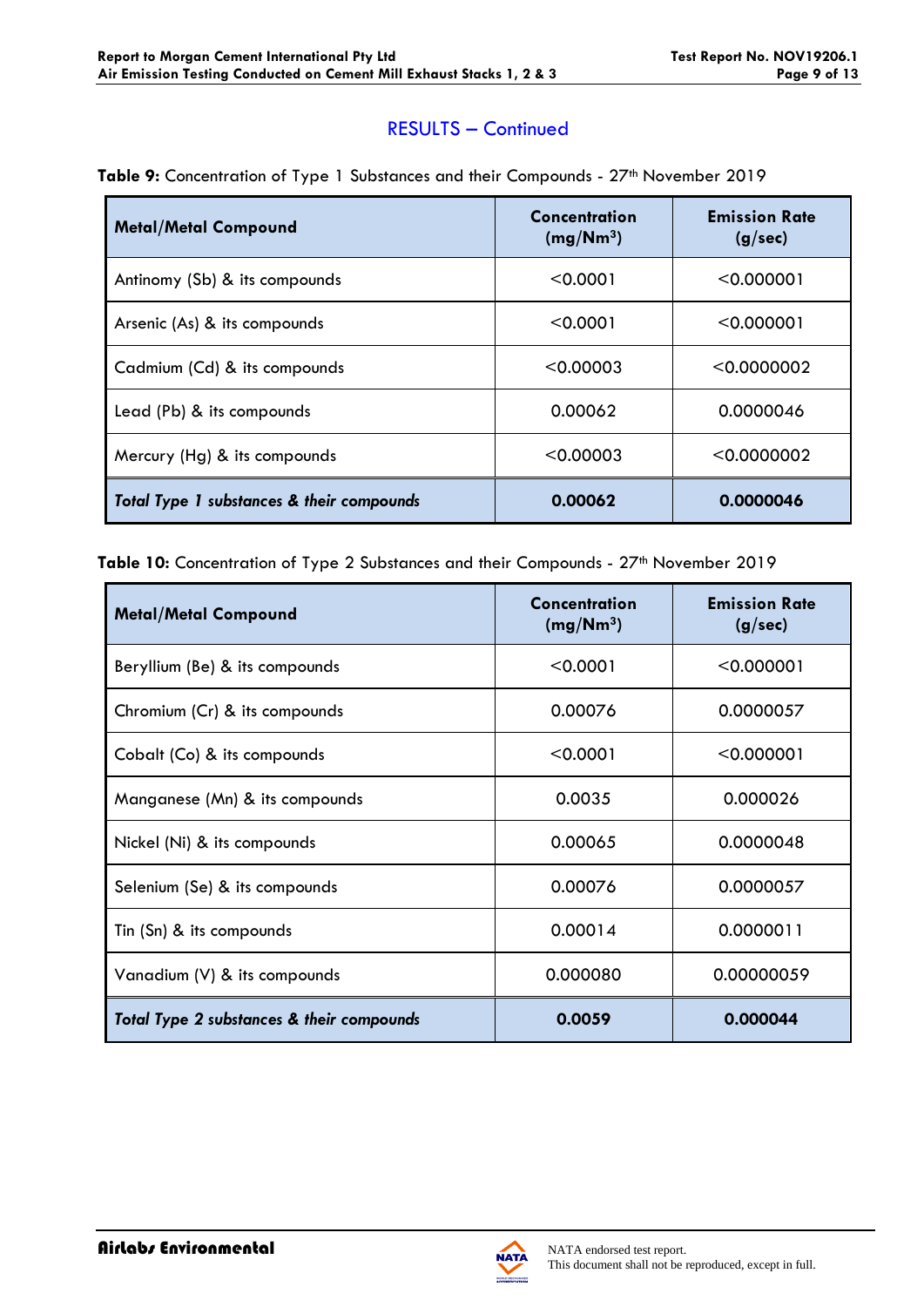## RESULTS – Continued

**Table 9:** Concentration of Type 1 Substances and their Compounds - 27th November 2019

| Metal/Metal Compound | Concentration ($mg/Nm^3$) | Emission Rate (g/sec) |
| --- | --- | --- |
| Antimony (Sb) & its compounds | <0.0001 | <0.000001 |
| Arsenic (As) & its compounds | <0.0001 | <0.000001 |
| Cadmium (Cd) & its compounds | <0.00003 | <0.0000002 |
| Lead (Pb) & its compounds | 0.00062 | 0.0000046 |
| Mercury (Hg) & its compounds | <0.00003 | <0.0000002 |
| ***Total Type 1 substances & their compounds*** | **0.00062** | **0.0000046** |

**Table 10:** Concentration of Type 2 Substances and their Compounds - 27th November 2019

| Metal/Metal Compound | Concentration ($mg/Nm^3$) | Emission Rate (g/sec) |
| --- | --- | --- |
| Beryllium (Be) & its compounds | <0.0001 | <0.000001 |
| Chromium (Cr) & its compounds | 0.00076 | 0.0000057 |
| Cobalt (Co) & its compounds | <0.0001 | <0.000001 |
| Manganese (Mn) & its compounds | 0.0035 | 0.000026 |
| Nickel (Ni) & its compounds | 0.00065 | 0.0000048 |
| Selenium (Se) & its compounds | 0.00076 | 0.0000057 |
| Tin (Sn) & its compounds | 0.00014 | 0.0000011 |
| Vanadium (V) & its compounds | 0.000080 | 0.00000059 |
| ***Total Type 2 substances & their compounds*** | **0.0059** | **0.000044** |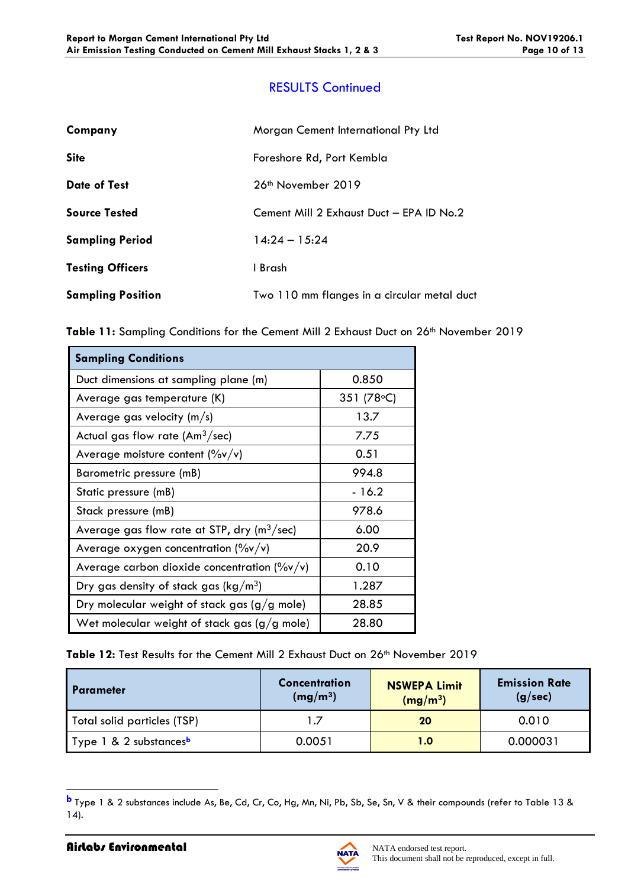## RESULTS Continued

| | |
|---|---|
| **Company** | Morgan Cement International Pty Ltd |
| **Site** | Foreshore Rd, Port Kembla |
| **Date of Test** | 26th November 2019 |
| **Source Tested** | Cement Mill 2 Exhaust Duct – EPA ID No.2 |
| **Sampling Period** | 14:24 – 15:24 |
| **Testing Officers** | I Brash |
| **Sampling Position** | Two 110 mm flanges in a circular metal duct |

**Table 11:** Sampling Conditions for the Cement Mill 2 Exhaust Duct on 26th November 2019

| **Sampling Conditions** | |
|---|---|
| Duct dimensions at sampling plane (m) | 0.850 |
| Average gas temperature (K) | 351 (78°C) |
| Average gas velocity (m/s) | 13.7 |
| Actual gas flow rate ($Am^3$/sec) | 7.75 |
| Average moisture content (%v/v) | 0.51 |
| Barometric pressure (mB) | 994.8 |
| Static pressure (mB) | - 16.2 |
| Stack pressure (mB) | 978.6 |
| Average gas flow rate at STP, dry ($m^3$/sec) | 6.00 |
| Average oxygen concentration (%v/v) | 20.9 |
| Average carbon dioxide concentration (%v/v) | 0.10 |
| Dry gas density of stack gas ($kg/m^3$) | 1.287 |
| Dry molecular weight of stack gas (g/g mole) | 28.85 |
| Wet molecular weight of stack gas (g/g mole) | 28.80 |

**Table 12:** Test Results for the Cement Mill 2 Exhaust Duct on 26th November 2019

| Parameter | Concentration ($mg/m^3$) | NSWEPA Limit ($mg/m^3$) | Emission Rate (g/sec) |
|---|---|---|---|
| Total solid particles (TSP) | 1.7 | **20** | 0.010 |
| Type 1 & 2 substances[b] | 0.0051 | **1.0** | 0.000031 |

[b] Type 1 & 2 substances include As, Be, Cd, Cr, Co, Hg, Mn, Ni, Pb, Sb, Se, Sn, V & their compounds (refer to Table 13 & 14).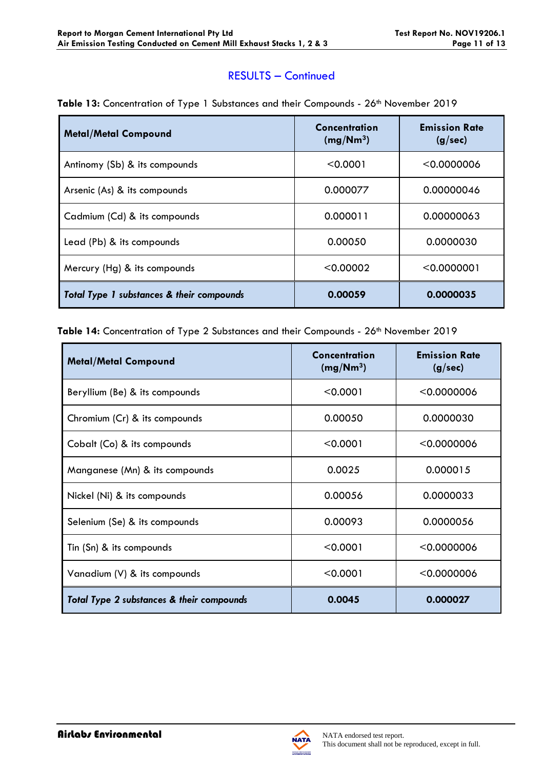## RESULTS – Continued

**Table 13:** Concentration of Type 1 Substances and their Compounds - 26th November 2019

| Metal/Metal Compound | Concentration (mg/Nm³) | Emission Rate (g/sec) |
|---|---|---|
| Antimony (Sb) & its compounds | <0.0001 | <0.0000006 |
| Arsenic (As) & its compounds | 0.000077 | 0.00000046 |
| Cadmium (Cd) & its compounds | 0.000011 | 0.00000063 |
| Lead (Pb) & its compounds | 0.00050 | 0.0000030 |
| Mercury (Hg) & its compounds | <0.00002 | <0.0000001 |
| ***Total Type 1 substances & their compounds*** | **0.00059** | **0.0000035** |

**Table 14:** Concentration of Type 2 Substances and their Compounds - 26th November 2019

| Metal/Metal Compound | Concentration (mg/Nm³) | Emission Rate (g/sec) |
|---|---|---|
| Beryllium (Be) & its compounds | <0.0001 | <0.0000006 |
| Chromium (Cr) & its compounds | 0.00050 | 0.0000030 |
| Cobalt (Co) & its compounds | <0.0001 | <0.0000006 |
| Manganese (Mn) & its compounds | 0.0025 | 0.000015 |
| Nickel (Ni) & its compounds | 0.00056 | 0.0000033 |
| Selenium (Se) & its compounds | 0.00093 | 0.0000056 |
| Tin (Sn) & its compounds | <0.0001 | <0.0000006 |
| Vanadium (V) & its compounds | <0.0001 | <0.0000006 |
| ***Total Type 2 substances & their compounds*** | **0.0045** | **0.000027** |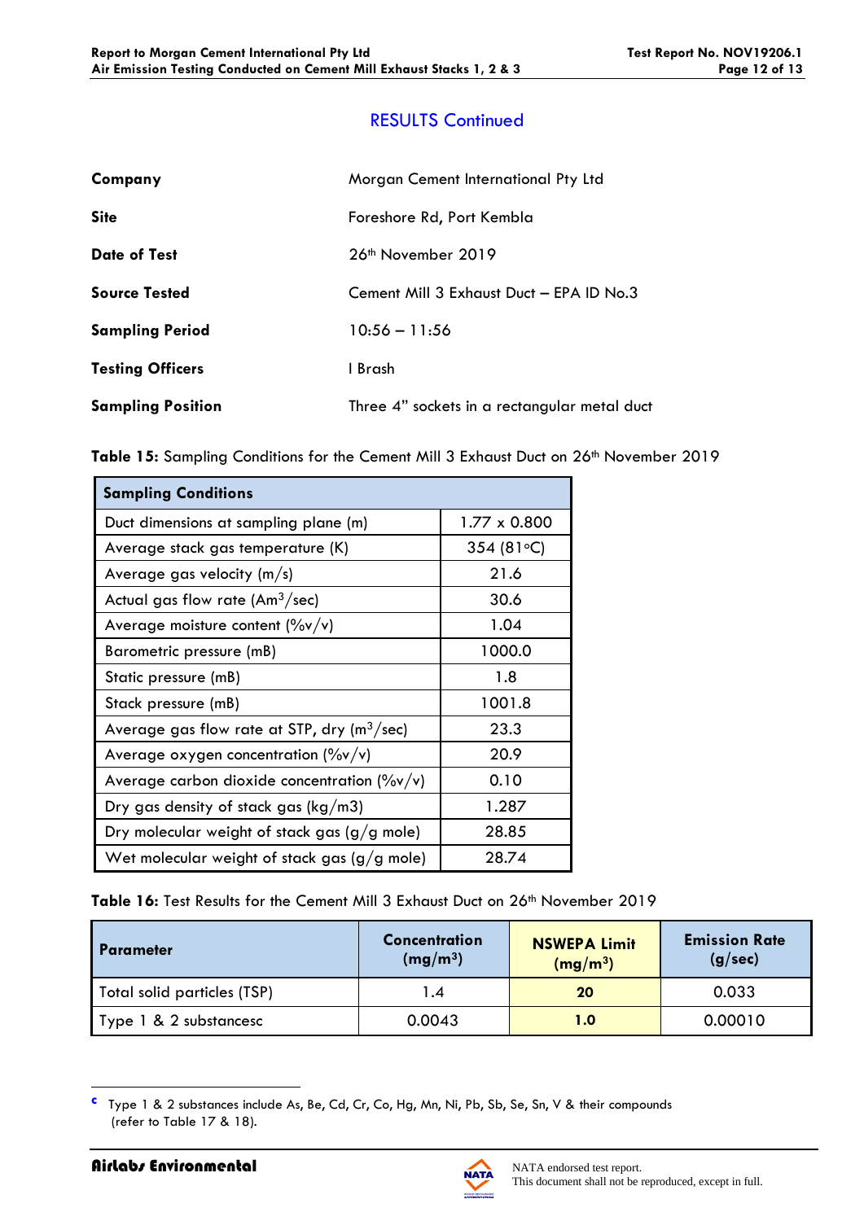## RESULTS Continued

| | |
|---|---|
| **Company** | Morgan Cement International Pty Ltd |
| **Site** | Foreshore Rd, Port Kembla |
| **Date of Test** | 26th November 2019 |
| **Source Tested** | Cement Mill 3 Exhaust Duct – EPA ID No.3 |
| **Sampling Period** | 10:56 – 11:56 |
| **Testing Officers** | I Brash |
| **Sampling Position** | Three 4" sockets in a rectangular metal duct |

**Table 15:** Sampling Conditions for the Cement Mill 3 Exhaust Duct on 26th November 2019

| **Sampling Conditions** | |
|---|---|
| Duct dimensions at sampling plane (m) | 1.77 x 0.800 |
| Average stack gas temperature (K) | 354 (81°C) |
| Average gas velocity (m/s) | 21.6 |
| Actual gas flow rate ($Am^3$/sec) | 30.6 |
| Average moisture content (%v/v) | 1.04 |
| Barometric pressure (mB) | 1000.0 |
| Static pressure (mB) | 1.8 |
| Stack pressure (mB) | 1001.8 |
| Average gas flow rate at STP, dry ($m^3$/sec) | 23.3 |
| Average oxygen concentration (%v/v) | 20.9 |
| Average carbon dioxide concentration (%v/v) | 0.10 |
| Dry gas density of stack gas (kg/m3) | 1.287 |
| Dry molecular weight of stack gas (g/g mole) | 28.85 |
| Wet molecular weight of stack gas (g/g mole) | 28.74 |

**Table 16:** Test Results for the Cement Mill 3 Exhaust Duct on 26th November 2019

| **Parameter** | **Concentration ($mg/m^3$)** | **NSWEPA Limit ($mg/m^3$)** | **Emission Rate (g/sec)** |
|---|---|---|---|
| Total solid particles (TSP) | 1.4 | **20** | 0.033 |
| Type 1 & 2 substances[c] | 0.0043 | **1.0** | 0.00010 |

[c] Type 1 & 2 substances include As, Be, Cd, Cr, Co, Hg, Mn, Ni, Pb, Sb, Se, Sn, V & their compounds (refer to Table 17 & 18).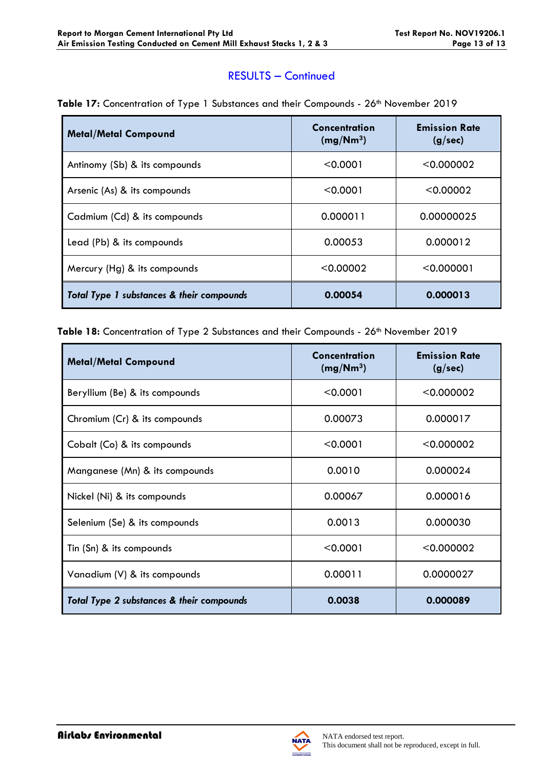## RESULTS – Continued

**Table 17:** Concentration of Type 1 Substances and their Compounds - 26th November 2019

| Metal/Metal Compound | Concentration ($mg/Nm^3$) | Emission Rate (g/sec) |
|---|---|---|
| Antimony (Sb) & its compounds | <0.0001 | <0.000002 |
| Arsenic (As) & its compounds | <0.0001 | <0.00002 |
| Cadmium (Cd) & its compounds | 0.000011 | 0.00000025 |
| Lead (Pb) & its compounds | 0.00053 | 0.000012 |
| Mercury (Hg) & its compounds | <0.00002 | <0.000001 |
| ***Total Type 1 substances & their compounds*** | **0.00054** | **0.000013** |

**Table 18:** Concentration of Type 2 Substances and their Compounds - 26th November 2019

| Metal/Metal Compound | Concentration ($mg/Nm^3$) | Emission Rate (g/sec) |
|---|---|---|
| Beryllium (Be) & its compounds | <0.0001 | <0.000002 |
| Chromium (Cr) & its compounds | 0.00073 | 0.000017 |
| Cobalt (Co) & its compounds | <0.0001 | <0.000002 |
| Manganese (Mn) & its compounds | 0.0010 | 0.000024 |
| Nickel (Ni) & its compounds | 0.00067 | 0.000016 |
| Selenium (Se) & its compounds | 0.0013 | 0.000030 |
| Tin (Sn) & its compounds | <0.0001 | <0.000002 |
| Vanadium (V) & its compounds | 0.00011 | 0.0000027 |
| ***Total Type 2 substances & their compounds*** | **0.0038** | **0.000089** |

NATA endorsed test report.
This document shall not be reproduced, except in full.